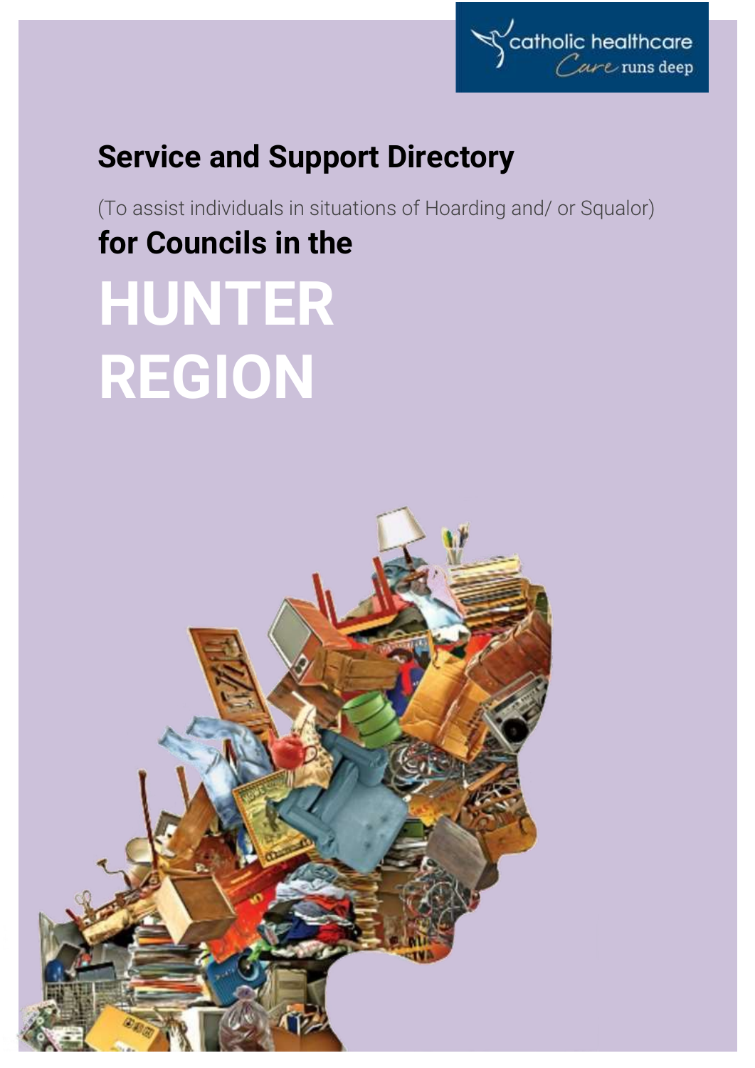catholic healthcare
*Care* runs deep

# Service and Support Directory

(To assist individuals in situations of Hoarding and/ or Squalor)

**for Councils in the**

# HUNTER REGION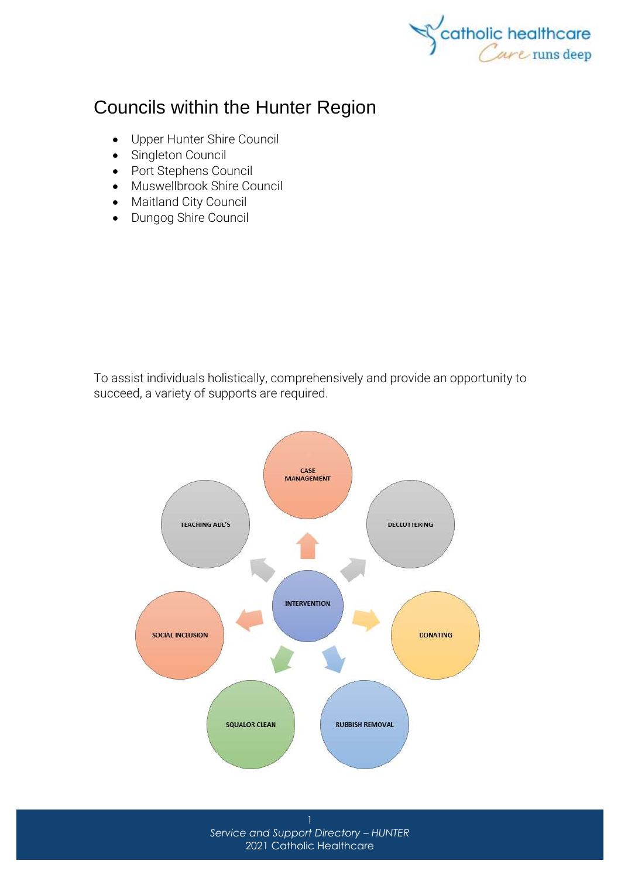# Councils within the Hunter Region

- Upper Hunter Shire Council
- Singleton Council
- Port Stephens Council
- Muswellbrook Shire Council
- Maitland City Council
- Dungog Shire Council

To assist individuals holistically, comprehensively and provide an opportunity to succeed, a variety of supports are required.

INTERVENTION

- CASE MANAGEMENT
- DECLUTTERING
- DONATING
- RUBBISH REMOVAL
- SQUALOR CLEAN
- SOCIAL INCLUSION
- TEACHING ADL'S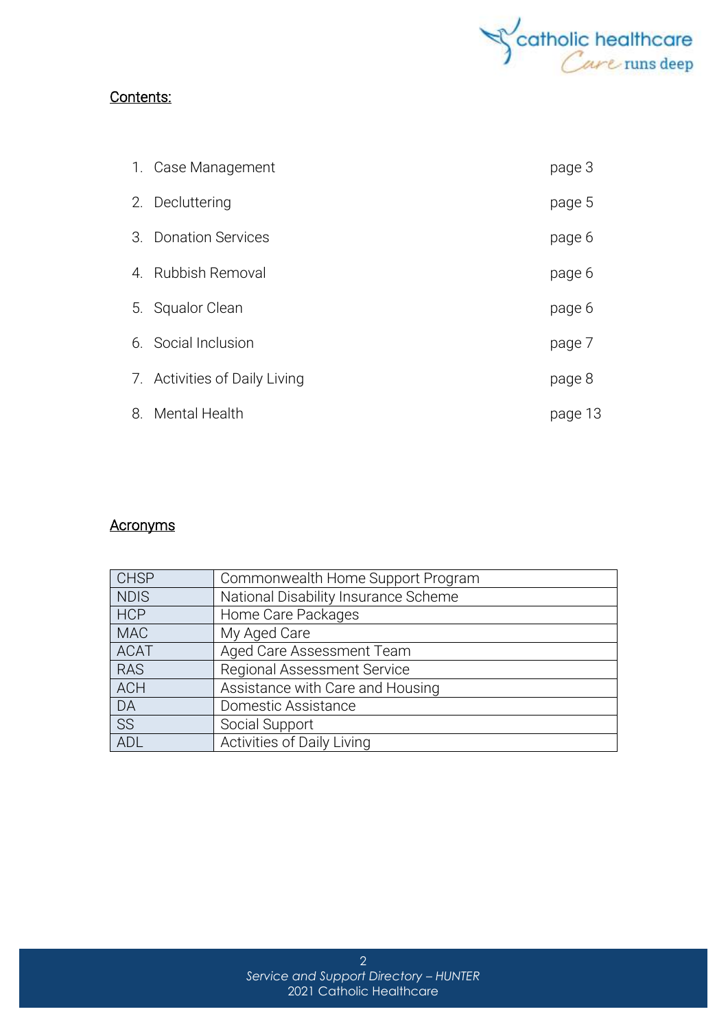## Contents:

1. Case Management page 3
2. Decluttering page 5
3. Donation Services page 6
4. Rubbish Removal page 6
5. Squalor Clean page 6
6. Social Inclusion page 7
7. Activities of Daily Living page 8
8. Mental Health page 13

## Acronyms

| | |
|---|---|
| CHSP | Commonwealth Home Support Program |
| NDIS | National Disability Insurance Scheme |
| HCP | Home Care Packages |
| MAC | My Aged Care |
| ACAT | Aged Care Assessment Team |
| RAS | Regional Assessment Service |
| ACH | Assistance with Care and Housing |
| DA | Domestic Assistance |
| SS | Social Support |
| ADL | Activities of Daily Living |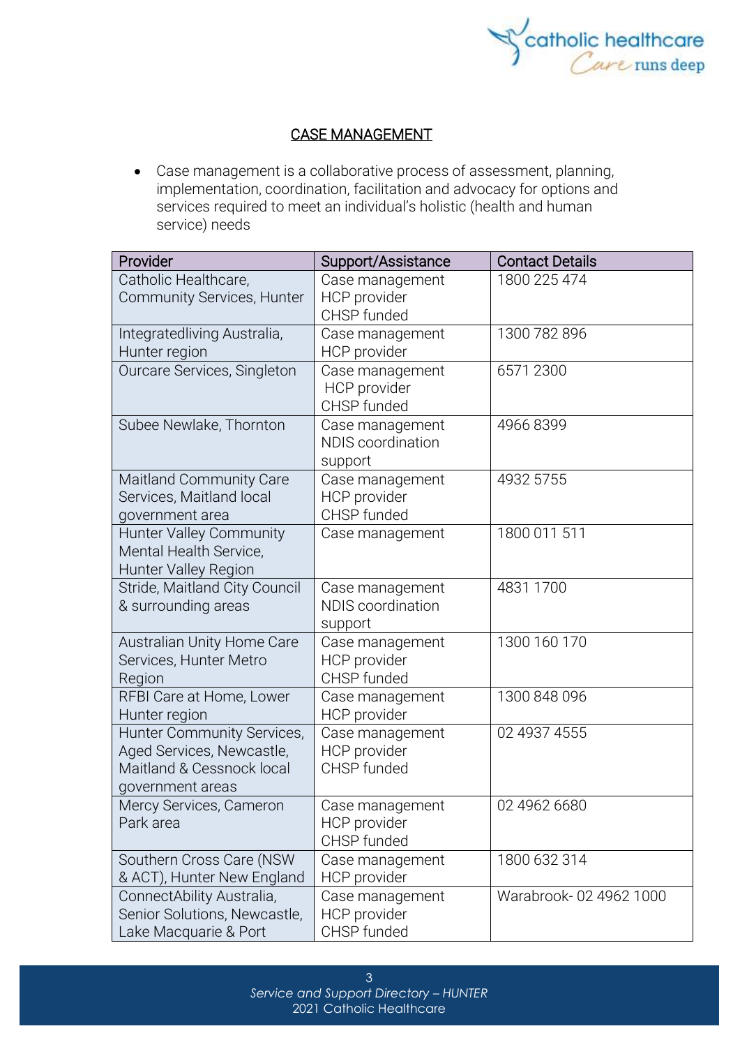## CASE MANAGEMENT

- Case management is a collaborative process of assessment, planning, implementation, coordination, facilitation and advocacy for options and services required to meet an individual's holistic (health and human service) needs

| Provider | Support/Assistance | Contact Details |
|---|---|---|
| Catholic Healthcare, Community Services, Hunter | Case management<br>HCP provider<br>CHSP funded | 1800 225 474 |
| Integratedliving Australia, Hunter region | Case management<br>HCP provider | 1300 782 896 |
| Ourcare Services, Singleton | Case management<br>HCP provider<br>CHSP funded | 6571 2300 |
| Subee Newlake, Thornton | Case management<br>NDIS coordination support | 4966 8399 |
| Maitland Community Care Services, Maitland local government area | Case management<br>HCP provider<br>CHSP funded | 4932 5755 |
| Hunter Valley Community Mental Health Service, Hunter Valley Region | Case management | 1800 011 511 |
| Stride, Maitland City Council & surrounding areas | Case management<br>NDIS coordination support | 4831 1700 |
| Australian Unity Home Care Services, Hunter Metro Region | Case management<br>HCP provider<br>CHSP funded | 1300 160 170 |
| RFBI Care at Home, Lower Hunter region | Case management<br>HCP provider | 1300 848 096 |
| Hunter Community Services, Aged Services, Newcastle, Maitland & Cessnock local government areas | Case management<br>HCP provider<br>CHSP funded | 02 4937 4555 |
| Mercy Services, Cameron Park area | Case management<br>HCP provider<br>CHSP funded | 02 4962 6680 |
| Southern Cross Care (NSW & ACT), Hunter New England | Case management<br>HCP provider | 1800 632 314 |
| ConnectAbility Australia, Senior Solutions, Newcastle, Lake Macquarie & Port | Case management<br>HCP provider<br>CHSP funded | Warabrook- 02 4962 1000 |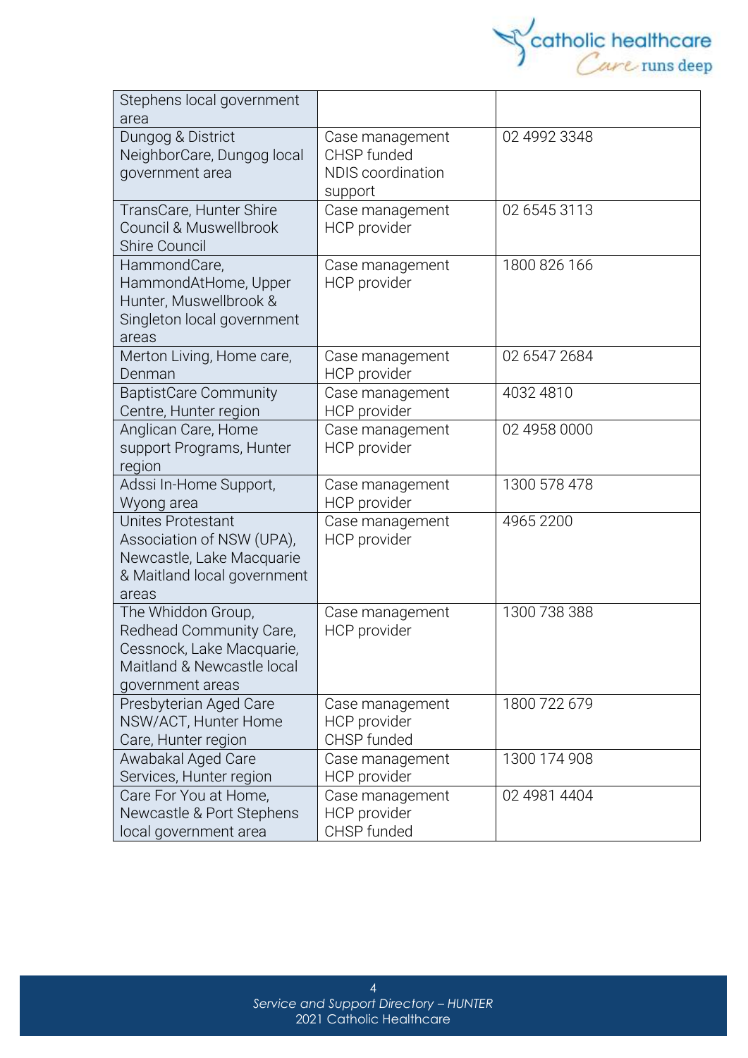| | | |
|---|---|---|
| Stephens local government area | | |
| Dungog & District NeighborCare, Dungog local government area | Case management CHSP funded NDIS coordination support | 02 4992 3348 |
| TransCare, Hunter Shire Council & Muswellbrook Shire Council | Case management HCP provider | 02 6545 3113 |
| HammondCare, HammondAtHome, Upper Hunter, Muswellbrook & Singleton local government areas | Case management HCP provider | 1800 826 166 |
| Merton Living, Home care, Denman | Case management HCP provider | 02 6547 2684 |
| BaptistCare Community Centre, Hunter region | Case management HCP provider | 4032 4810 |
| Anglican Care, Home support Programs, Hunter region | Case management HCP provider | 02 4958 0000 |
| Adssi In-Home Support, Wyong area | Case management HCP provider | 1300 578 478 |
| Unites Protestant Association of NSW (UPA), Newcastle, Lake Macquarie & Maitland local government areas | Case management HCP provider | 4965 2200 |
| The Whiddon Group, Redhead Community Care, Cessnock, Lake Macquarie, Maitland & Newcastle local government areas | Case management HCP provider | 1300 738 388 |
| Presbyterian Aged Care NSW/ACT, Hunter Home Care, Hunter region | Case management HCP provider CHSP funded | 1800 722 679 |
| Awabakal Aged Care Services, Hunter region | Case management HCP provider | 1300 174 908 |
| Care For You at Home, Newcastle & Port Stephens local government area | Case management HCP provider CHSP funded | 02 4981 4404 |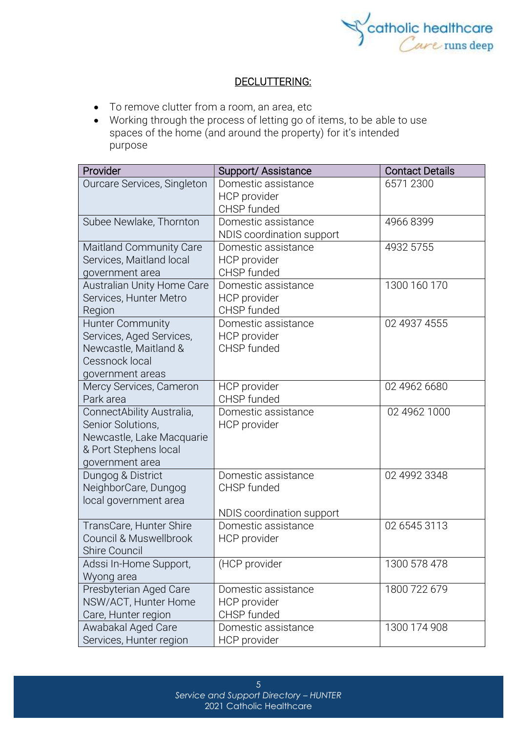## DECLUTTERING:

- To remove clutter from a room, an area, etc
- Working through the process of letting go of items, to be able to use spaces of the home (and around the property) for it's intended purpose

| Provider | Support/ Assistance | Contact Details |
|---|---|---|
| Ourcare Services, Singleton | Domestic assistance<br>HCP provider<br>CHSP funded | 6571 2300 |
| Subee Newlake, Thornton | Domestic assistance<br>NDIS coordination support | 4966 8399 |
| Maitland Community Care Services, Maitland local government area | Domestic assistance<br>HCP provider<br>CHSP funded | 4932 5755 |
| Australian Unity Home Care Services, Hunter Metro Region | Domestic assistance<br>HCP provider<br>CHSP funded | 1300 160 170 |
| Hunter Community Services, Aged Services, Newcastle, Maitland & Cessnock local government areas | Domestic assistance<br>HCP provider<br>CHSP funded | 02 4937 4555 |
| Mercy Services, Cameron Park area | HCP provider<br>CHSP funded | 02 4962 6680 |
| ConnectAbility Australia, Senior Solutions, Newcastle, Lake Macquarie & Port Stephens local government area | Domestic assistance<br>HCP provider | 02 4962 1000 |
| Dungog & District NeighborCare, Dungog local government area | Domestic assistance<br>CHSP funded<br><br>NDIS coordination support | 02 4992 3348 |
| TransCare, Hunter Shire Council & Muswellbrook Shire Council | Domestic assistance<br>HCP provider | 02 6545 3113 |
| Adssi In-Home Support, Wyong area | (HCP provider | 1300 578 478 |
| Presbyterian Aged Care NSW/ACT, Hunter Home Care, Hunter region | Domestic assistance<br>HCP provider<br>CHSP funded | 1800 722 679 |
| Awabakal Aged Care Services, Hunter region | Domestic assistance<br>HCP provider | 1300 174 908 |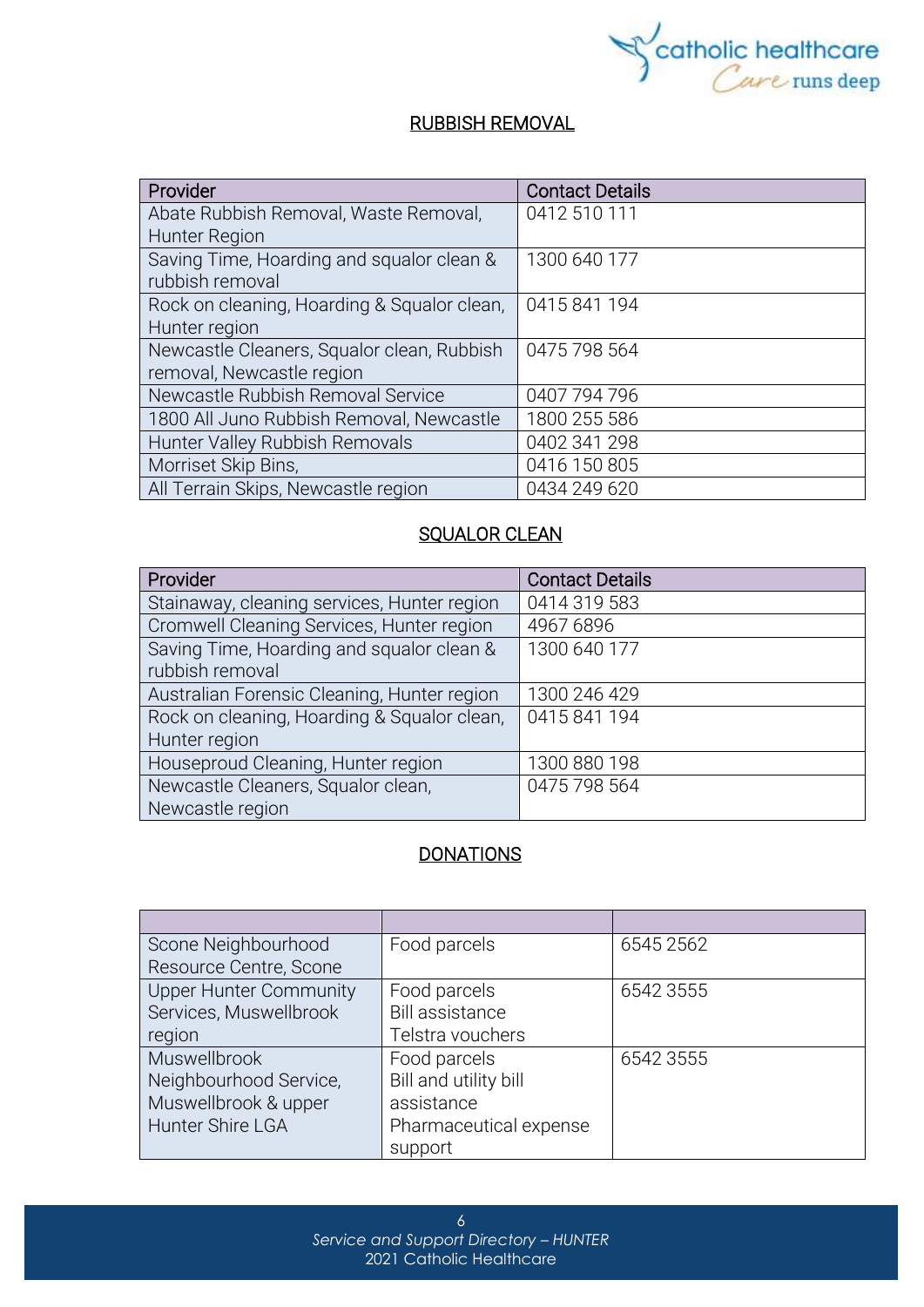## RUBBISH REMOVAL

| Provider | Contact Details |
|---|---|
| Abate Rubbish Removal, Waste Removal, Hunter Region | 0412 510 111 |
| Saving Time, Hoarding and squalor clean & rubbish removal | 1300 640 177 |
| Rock on cleaning, Hoarding & Squalor clean, Hunter region | 0415 841 194 |
| Newcastle Cleaners, Squalor clean, Rubbish removal, Newcastle region | 0475 798 564 |
| Newcastle Rubbish Removal Service | 0407 794 796 |
| 1800 All Juno Rubbish Removal, Newcastle | 1800 255 586 |
| Hunter Valley Rubbish Removals | 0402 341 298 |
| Morriset Skip Bins, | 0416 150 805 |
| All Terrain Skips, Newcastle region | 0434 249 620 |

## SQUALOR CLEAN

| Provider | Contact Details |
|---|---|
| Stainaway, cleaning services, Hunter region | 0414 319 583 |
| Cromwell Cleaning Services, Hunter region | 4967 6896 |
| Saving Time, Hoarding and squalor clean & rubbish removal | 1300 640 177 |
| Australian Forensic Cleaning, Hunter region | 1300 246 429 |
| Rock on cleaning, Hoarding & Squalor clean, Hunter region | 0415 841 194 |
| Houseproud Cleaning, Hunter region | 1300 880 198 |
| Newcastle Cleaners, Squalor clean, Newcastle region | 0475 798 564 |

## DONATIONS

| | | |
|---|---|---|
| Scone Neighbourhood Resource Centre, Scone | Food parcels | 6545 2562 |
| Upper Hunter Community Services, Muswellbrook region | Food parcels<br>Bill assistance<br>Telstra vouchers | 6542 3555 |
| Muswellbrook Neighbourhood Service, Muswellbrook & upper Hunter Shire LGA | Food parcels<br>Bill and utility bill assistance<br>Pharmaceutical expense support | 6542 3555 |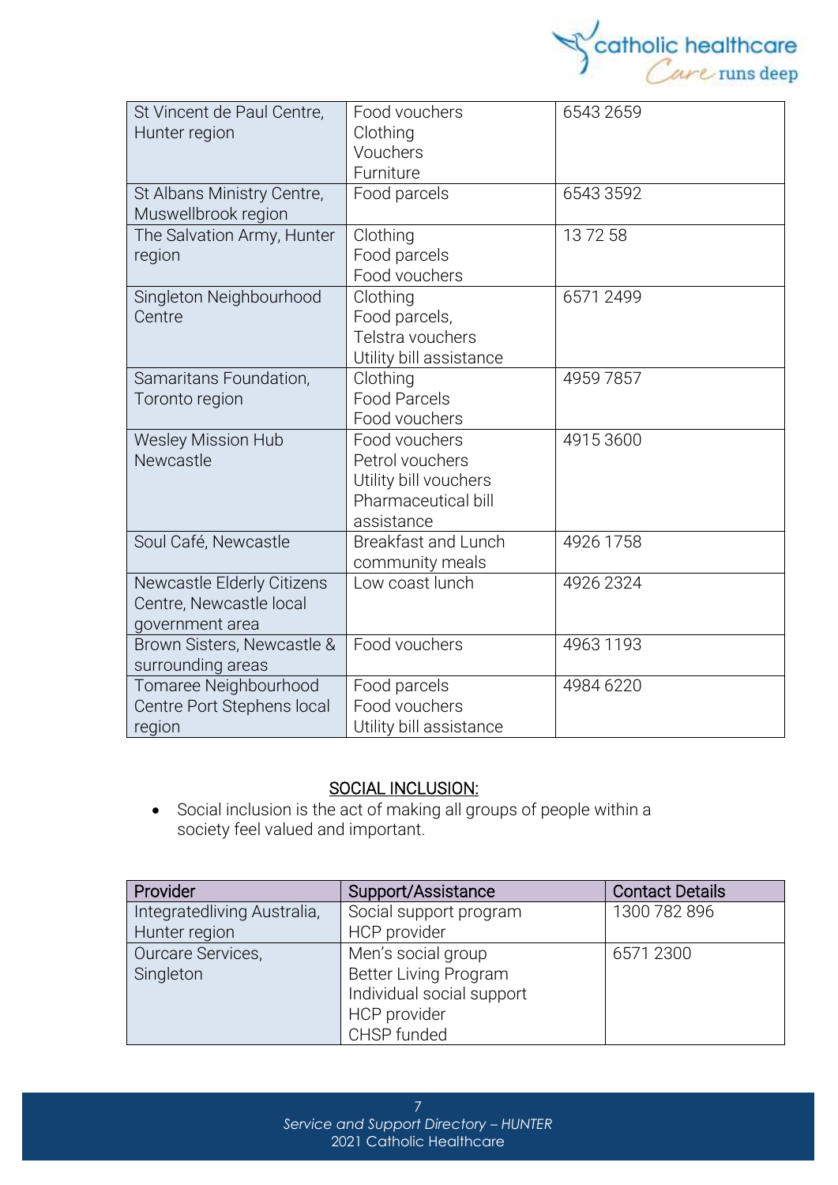| St Vincent de Paul Centre, Hunter region | Food vouchers<br>Clothing<br>Vouchers<br>Furniture | 6543 2659 |
|---|---|---|
| St Albans Ministry Centre, Muswellbrook region | Food parcels | 6543 3592 |
| The Salvation Army, Hunter region | Clothing<br>Food parcels<br>Food vouchers | 13 72 58 |
| Singleton Neighbourhood Centre | Clothing<br>Food parcels,<br>Telstra vouchers<br>Utility bill assistance | 6571 2499 |
| Samaritans Foundation, Toronto region | Clothing<br>Food Parcels<br>Food vouchers | 4959 7857 |
| Wesley Mission Hub Newcastle | Food vouchers<br>Petrol vouchers<br>Utility bill vouchers<br>Pharmaceutical bill assistance | 4915 3600 |
| Soul Café, Newcastle | Breakfast and Lunch community meals | 4926 1758 |
| Newcastle Elderly Citizens Centre, Newcastle local government area | Low coast lunch | 4926 2324 |
| Brown Sisters, Newcastle & surrounding areas | Food vouchers | 4963 1193 |
| Tomaree Neighbourhood Centre Port Stephens local region | Food parcels<br>Food vouchers<br>Utility bill assistance | 4984 6220 |

## SOCIAL INCLUSION:

- Social inclusion is the act of making all groups of people within a society feel valued and important.

| Provider | Support/Assistance | Contact Details |
|---|---|---|
| Integratedliving Australia, Hunter region | Social support program<br>HCP provider | 1300 782 896 |
| Ourcare Services, Singleton | Men's social group<br>Better Living Program<br>Individual social support<br>HCP provider<br>CHSP funded | 6571 2300 |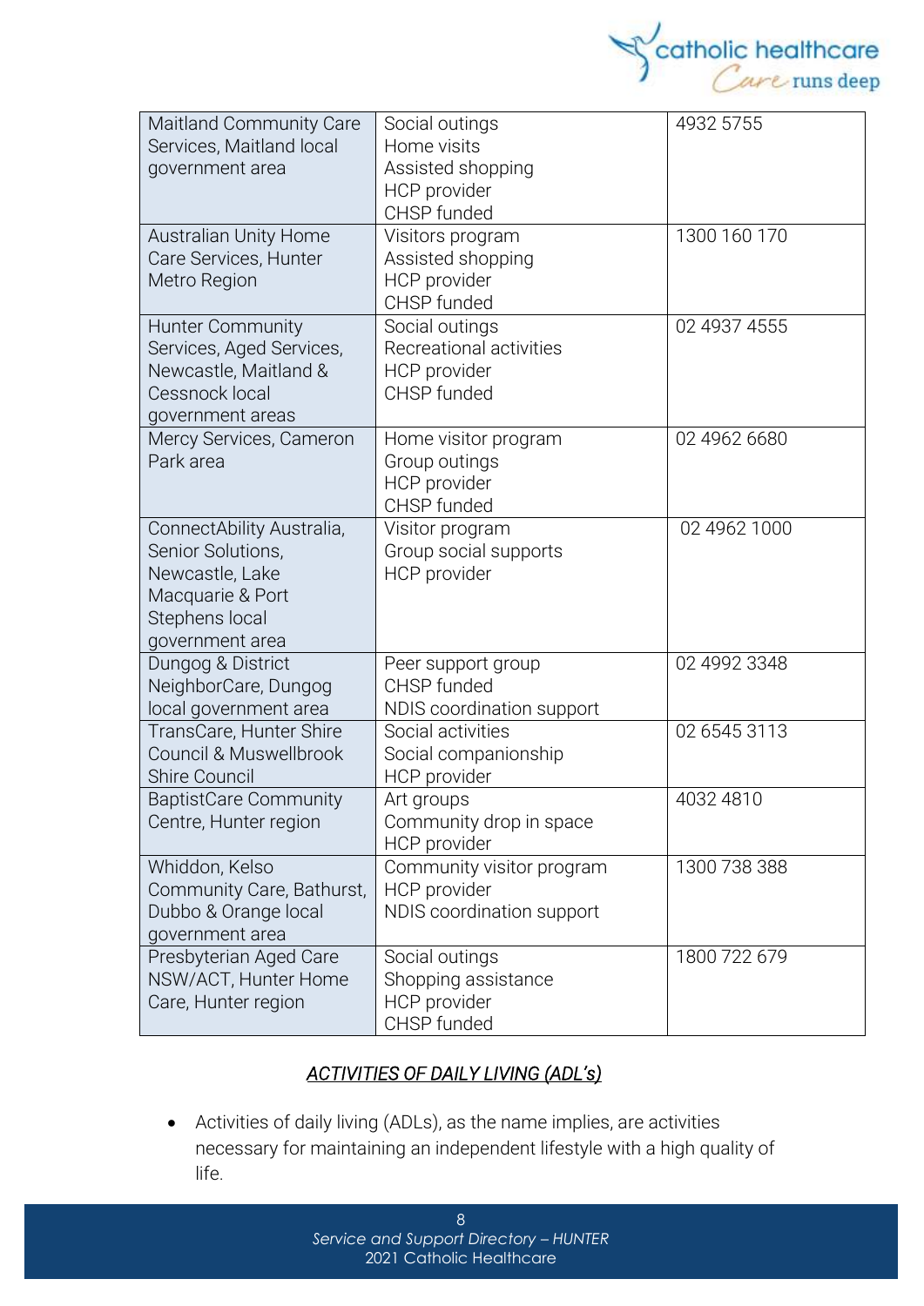| Maitland Community Care Services, Maitland local government area | Social outings<br>Home visits<br>Assisted shopping<br>HCP provider<br>CHSP funded | 4932 5755 |
|---|---|---|
| Australian Unity Home Care Services, Hunter Metro Region | Visitors program<br>Assisted shopping<br>HCP provider<br>CHSP funded | 1300 160 170 |
| Hunter Community Services, Aged Services, Newcastle, Maitland & Cessnock local government areas | Social outings<br>Recreational activities<br>HCP provider<br>CHSP funded | 02 4937 4555 |
| Mercy Services, Cameron Park area | Home visitor program<br>Group outings<br>HCP provider<br>CHSP funded | 02 4962 6680 |
| ConnectAbility Australia, Senior Solutions, Newcastle, Lake Macquarie & Port Stephens local government area | Visitor program<br>Group social supports<br>HCP provider | 02 4962 1000 |
| Dungog & District NeighborCare, Dungog local government area | Peer support group<br>CHSP funded<br>NDIS coordination support | 02 4992 3348 |
| TransCare, Hunter Shire Council & Muswellbrook Shire Council | Social activities<br>Social companionship<br>HCP provider | 02 6545 3113 |
| BaptistCare Community Centre, Hunter region | Art groups<br>Community drop in space<br>HCP provider | 4032 4810 |
| Whiddon, Kelso Community Care, Bathurst, Dubbo & Orange local government area | Community visitor program<br>HCP provider<br>NDIS coordination support | 1300 738 388 |
| Presbyterian Aged Care NSW/ACT, Hunter Home Care, Hunter region | Social outings<br>Shopping assistance<br>HCP provider<br>CHSP funded | 1800 722 679 |

## *ACTIVITIES OF DAILY LIVING (ADL's)*

- Activities of daily living (ADLs), as the name implies, are activities necessary for maintaining an independent lifestyle with a high quality of life.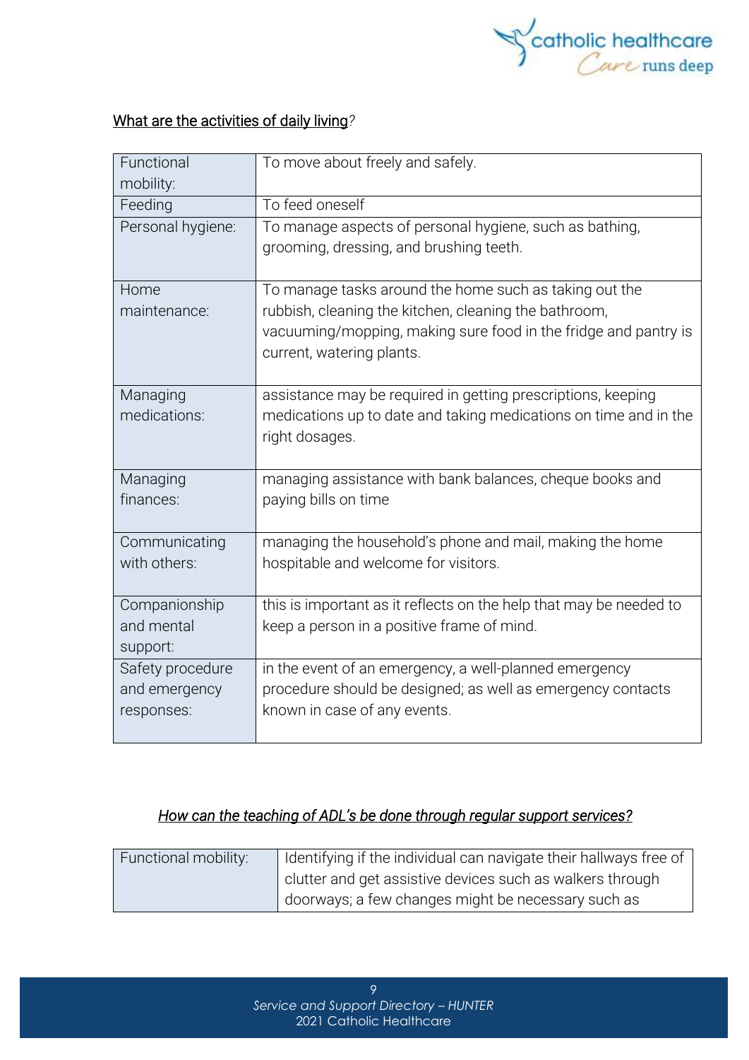<u>What are the activities of daily living</u>?

| | |
|---|---|
| Functional mobility: | To move about freely and safely. |
| Feeding | To feed oneself |
| Personal hygiene: | To manage aspects of personal hygiene, such as bathing, grooming, dressing, and brushing teeth. |
| Home maintenance: | To manage tasks around the home such as taking out the rubbish, cleaning the kitchen, cleaning the bathroom, vacuuming/mopping, making sure food in the fridge and pantry is current, watering plants. |
| Managing medications: | assistance may be required in getting prescriptions, keeping medications up to date and taking medications on time and in the right dosages. |
| Managing finances: | managing assistance with bank balances, cheque books and paying bills on time |
| Communicating with others: | managing the household's phone and mail, making the home hospitable and welcome for visitors. |
| Companionship and mental support: | this is important as it reflects on the help that may be needed to keep a person in a positive frame of mind. |
| Safety procedure and emergency responses: | in the event of an emergency, a well-planned emergency procedure should be designed; as well as emergency contacts known in case of any events. |

*<u>How can the teaching of ADL's be done through regular support services?</u>*

| | |
|---|---|
| Functional mobility: | Identifying if the individual can navigate their hallways free of clutter and get assistive devices such as walkers through doorways; a few changes might be necessary such as |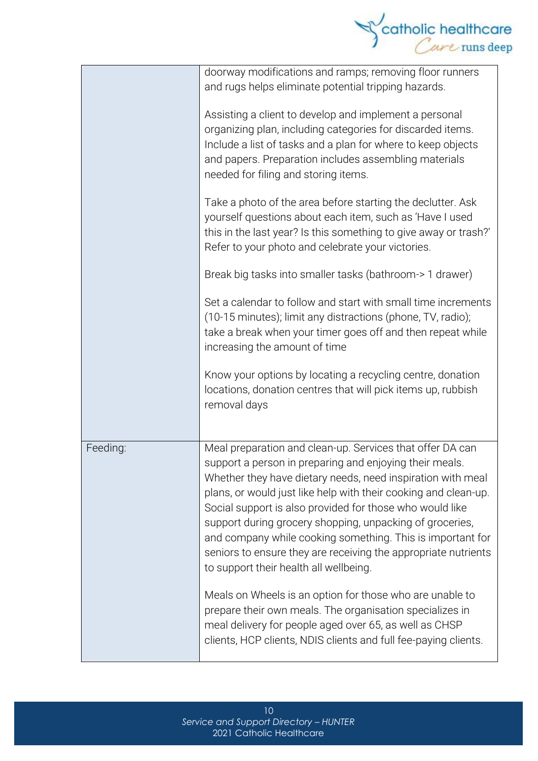| | |
|---|---|
| | doorway modifications and ramps; removing floor runners and rugs helps eliminate potential tripping hazards.<br><br>Assisting a client to develop and implement a personal organizing plan, including categories for discarded items. Include a list of tasks and a plan for where to keep objects and papers. Preparation includes assembling materials needed for filing and storing items.<br><br>Take a photo of the area before starting the declutter. Ask yourself questions about each item, such as 'Have I used this in the last year? Is this something to give away or trash?' Refer to your photo and celebrate your victories.<br><br>Break big tasks into smaller tasks (bathroom-> 1 drawer)<br><br>Set a calendar to follow and start with small time increments (10-15 minutes); limit any distractions (phone, TV, radio); take a break when your timer goes off and then repeat while increasing the amount of time<br><br>Know your options by locating a recycling centre, donation locations, donation centres that will pick items up, rubbish removal days |
| Feeding: | Meal preparation and clean-up. Services that offer DA can support a person in preparing and enjoying their meals. Whether they have dietary needs, need inspiration with meal plans, or would just like help with their cooking and clean-up. Social support is also provided for those who would like support during grocery shopping, unpacking of groceries, and company while cooking something. This is important for seniors to ensure they are receiving the appropriate nutrients to support their health all wellbeing.<br><br>Meals on Wheels is an option for those who are unable to prepare their own meals. The organisation specializes in meal delivery for people aged over 65, as well as CHSP clients, HCP clients, NDIS clients and full fee-paying clients. |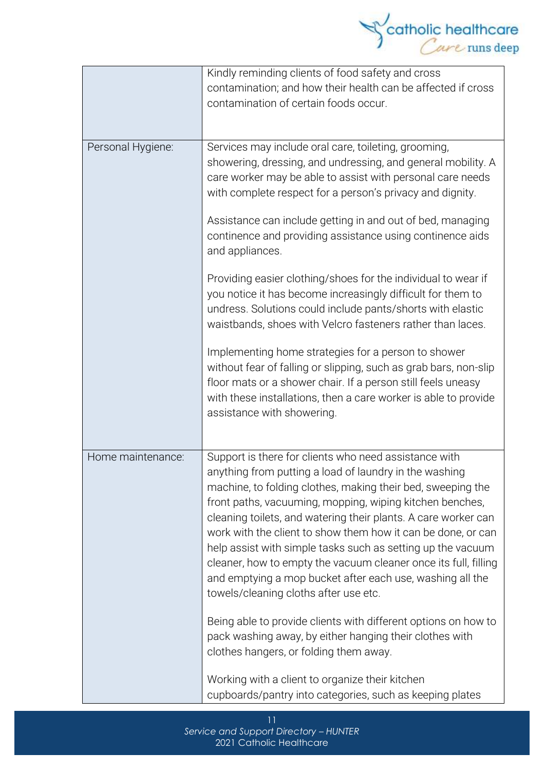| | |
|---|---|
| | Kindly reminding clients of food safety and cross contamination; and how their health can be affected if cross contamination of certain foods occur. |
| Personal Hygiene: | Services may include oral care, toileting, grooming, showering, dressing, and undressing, and general mobility. A care worker may be able to assist with personal care needs with complete respect for a person's privacy and dignity.<br><br>Assistance can include getting in and out of bed, managing continence and providing assistance using continence aids and appliances.<br><br>Providing easier clothing/shoes for the individual to wear if you notice it has become increasingly difficult for them to undress. Solutions could include pants/shorts with elastic waistbands, shoes with Velcro fasteners rather than laces.<br><br>Implementing home strategies for a person to shower without fear of falling or slipping, such as grab bars, non-slip floor mats or a shower chair. If a person still feels uneasy with these installations, then a care worker is able to provide assistance with showering. |
| Home maintenance: | Support is there for clients who need assistance with anything from putting a load of laundry in the washing machine, to folding clothes, making their bed, sweeping the front paths, vacuuming, mopping, wiping kitchen benches, cleaning toilets, and watering their plants. A care worker can work with the client to show them how it can be done, or can help assist with simple tasks such as setting up the vacuum cleaner, how to empty the vacuum cleaner once its full, filling and emptying a mop bucket after each use, washing all the towels/cleaning cloths after use etc.<br><br>Being able to provide clients with different options on how to pack washing away, by either hanging their clothes with clothes hangers, or folding them away.<br><br>Working with a client to organize their kitchen cupboards/pantry into categories, such as keeping plates |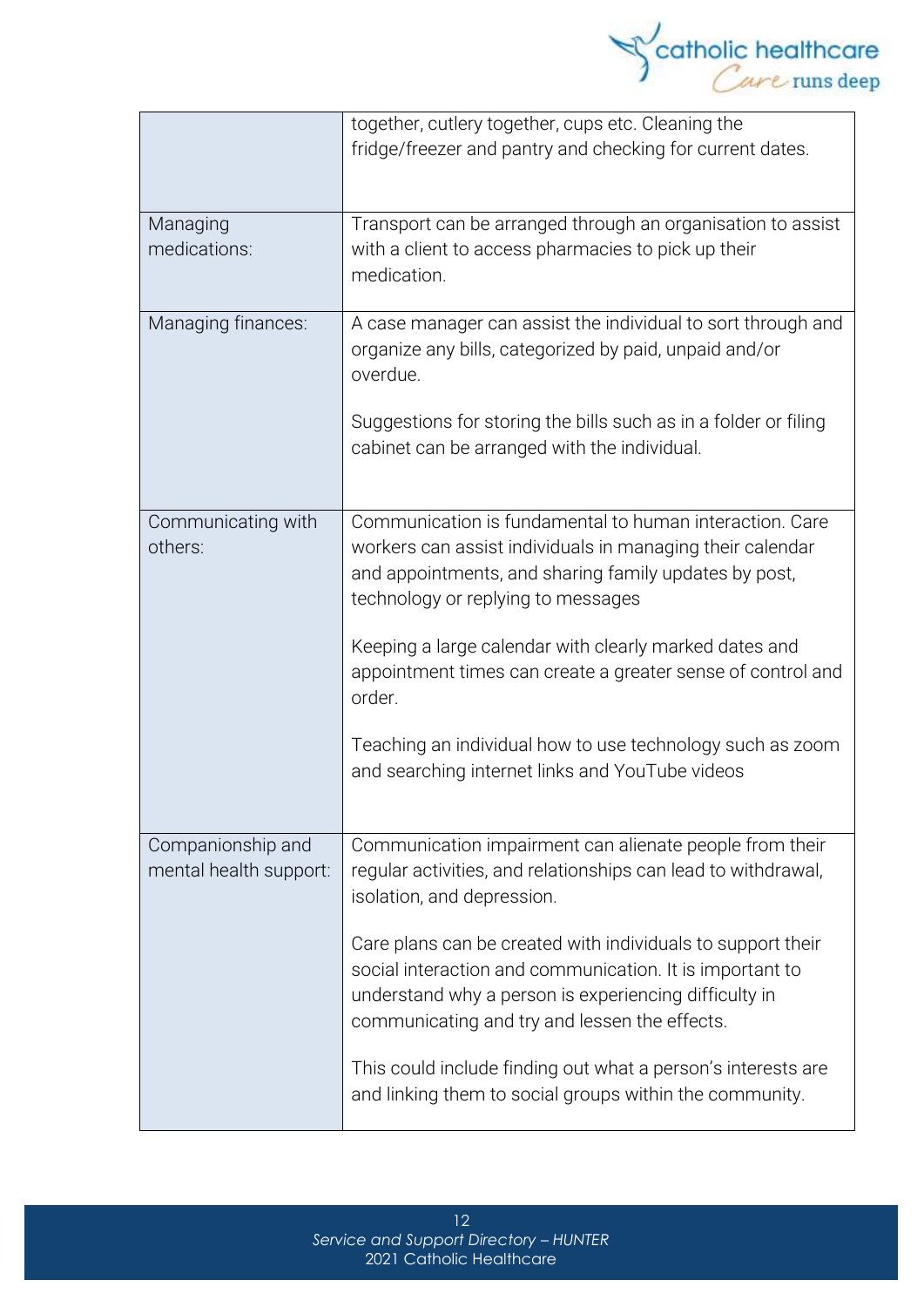| | |
|---|---|
| | together, cutlery together, cups etc. Cleaning the fridge/freezer and pantry and checking for current dates. |
| Managing medications: | Transport can be arranged through an organisation to assist with a client to access pharmacies to pick up their medication. |
| Managing finances: | A case manager can assist the individual to sort through and organize any bills, categorized by paid, unpaid and/or overdue.<br><br>Suggestions for storing the bills such as in a folder or filing cabinet can be arranged with the individual. |
| Communicating with others: | Communication is fundamental to human interaction. Care workers can assist individuals in managing their calendar and appointments, and sharing family updates by post, technology or replying to messages<br><br>Keeping a large calendar with clearly marked dates and appointment times can create a greater sense of control and order.<br><br>Teaching an individual how to use technology such as zoom and searching internet links and YouTube videos |
| Companionship and mental health support: | Communication impairment can alienate people from their regular activities, and relationships can lead to withdrawal, isolation, and depression.<br><br>Care plans can be created with individuals to support their social interaction and communication. It is important to understand why a person is experiencing difficulty in communicating and try and lessen the effects.<br><br>This could include finding out what a person's interests are and linking them to social groups within the community. |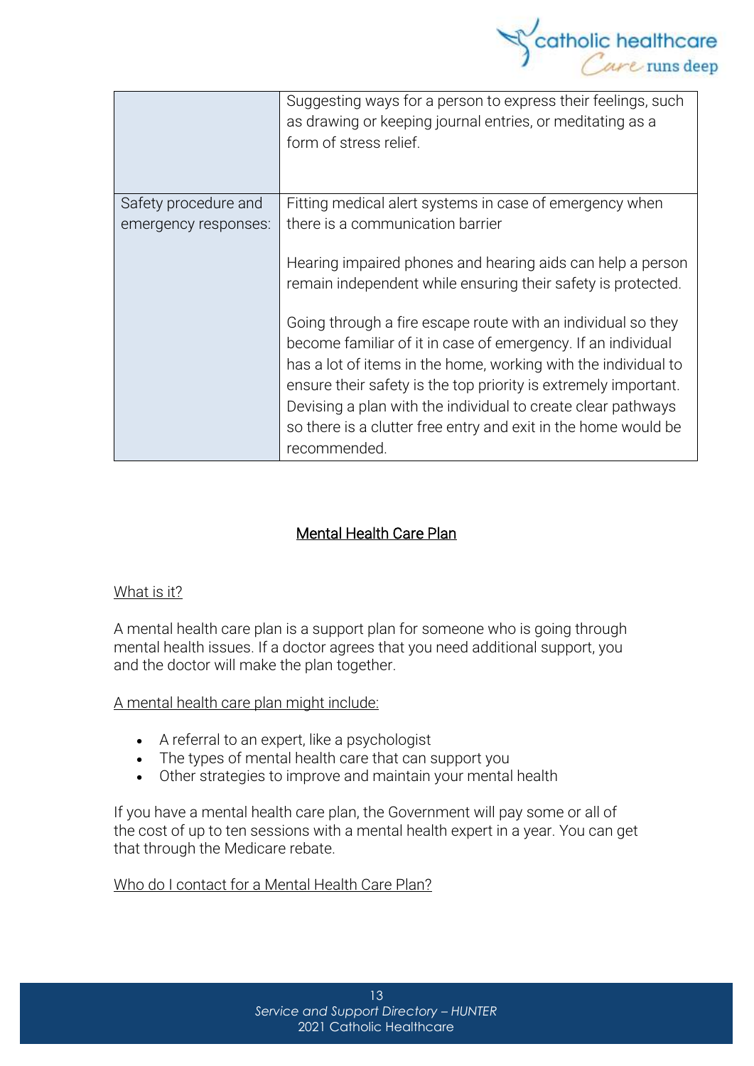| | |
|---|---|
| | Suggesting ways for a person to express their feelings, such as drawing or keeping journal entries, or meditating as a form of stress relief. |
| Safety procedure and emergency responses: | Fitting medical alert systems in case of emergency when there is a communication barrier<br><br>Hearing impaired phones and hearing aids can help a person remain independent while ensuring their safety is protected.<br><br>Going through a fire escape route with an individual so they become familiar of it in case of emergency. If an individual has a lot of items in the home, working with the individual to ensure their safety is the top priority is extremely important. Devising a plan with the individual to create clear pathways so there is a clutter free entry and exit in the home would be recommended. |

## Mental Health Care Plan

### What is it?

A mental health care plan is a support plan for someone who is going through mental health issues. If a doctor agrees that you need additional support, you and the doctor will make the plan together.

A mental health care plan might include:

- A referral to an expert, like a psychologist
- The types of mental health care that can support you
- Other strategies to improve and maintain your mental health

If you have a mental health care plan, the Government will pay some or all of the cost of up to ten sessions with a mental health expert in a year. You can get that through the Medicare rebate.

### Who do I contact for a Mental Health Care Plan?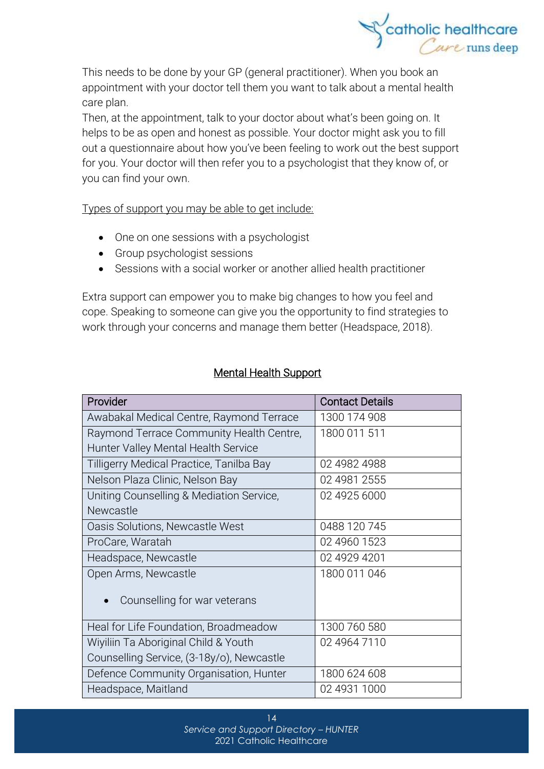This needs to be done by your GP (general practitioner). When you book an appointment with your doctor tell them you want to talk about a mental health care plan.
Then, at the appointment, talk to your doctor about what's been going on. It helps to be as open and honest as possible. Your doctor might ask you to fill out a questionnaire about how you've been feeling to work out the best support for you. Your doctor will then refer you to a psychologist that they know of, or you can find your own.

Types of support you may be able to get include:

- One on one sessions with a psychologist
- Group psychologist sessions
- Sessions with a social worker or another allied health practitioner

Extra support can empower you to make big changes to how you feel and cope. Speaking to someone can give you the opportunity to find strategies to work through your concerns and manage them better (Headspace, 2018).

## Mental Health Support

| Provider | Contact Details |
|---|---|
| Awabakal Medical Centre, Raymond Terrace | 1300 174 908 |
| Raymond Terrace Community Health Centre, Hunter Valley Mental Health Service | 1800 011 511 |
| Tilligerry Medical Practice, Tanilba Bay | 02 4982 4988 |
| Nelson Plaza Clinic, Nelson Bay | 02 4981 2555 |
| Uniting Counselling & Mediation Service, Newcastle | 02 4925 6000 |
| Oasis Solutions, Newcastle West | 0488 120 745 |
| ProCare, Waratah | 02 4960 1523 |
| Headspace, Newcastle | 02 4929 4201 |
| Open Arms, Newcastle<br>• Counselling for war veterans | 1800 011 046 |
| Heal for Life Foundation, Broadmeadow | 1300 760 580 |
| Wiyiliin Ta Aboriginal Child & Youth Counselling Service, (3-18y/o), Newcastle | 02 4964 7110 |
| Defence Community Organisation, Hunter | 1800 624 608 |
| Headspace, Maitland | 02 4931 1000 |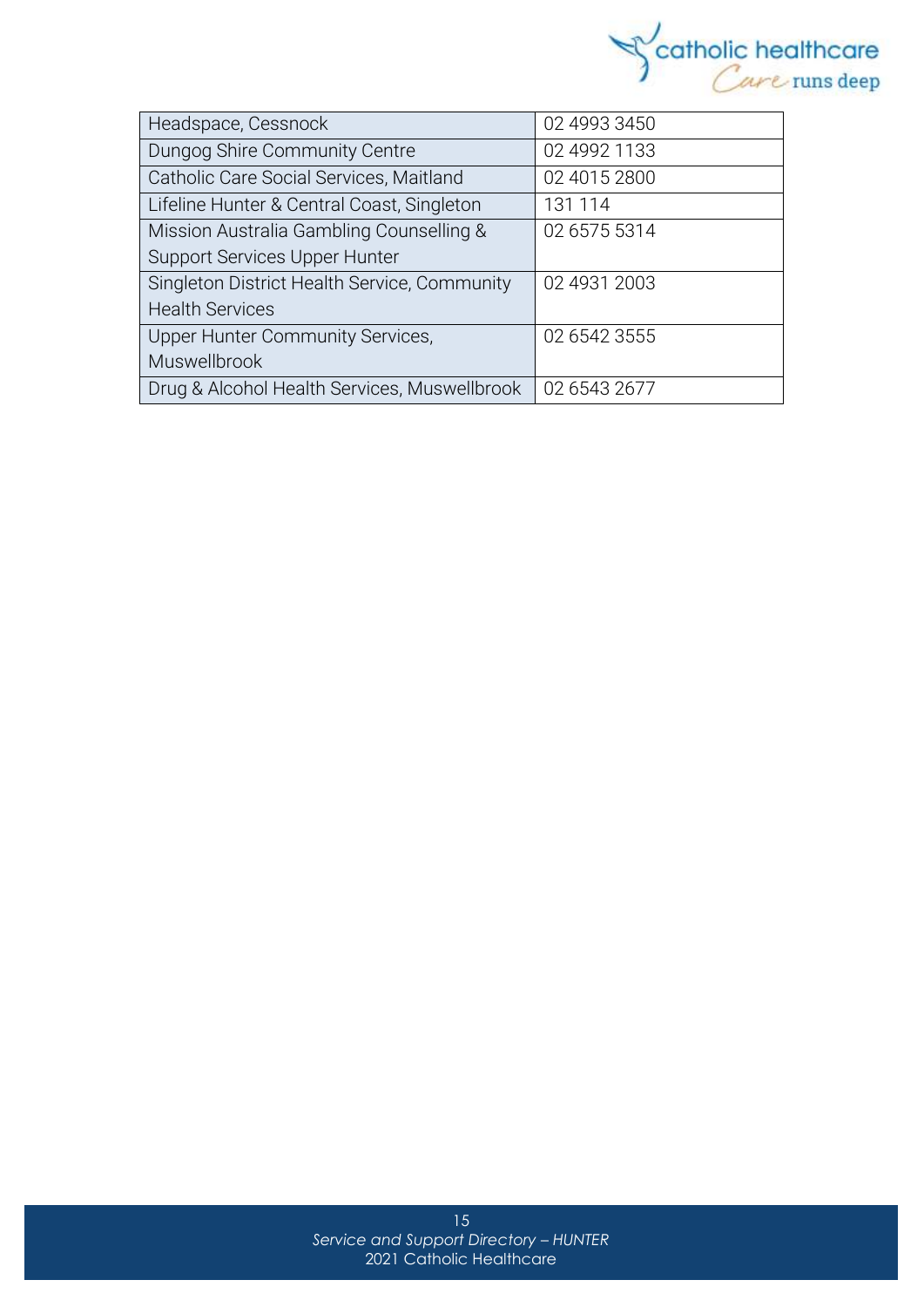| | |
|---|---|
| Headspace, Cessnock | 02 4993 3450 |
| Dungog Shire Community Centre | 02 4992 1133 |
| Catholic Care Social Services, Maitland | 02 4015 2800 |
| Lifeline Hunter & Central Coast, Singleton | 131 114 |
| Mission Australia Gambling Counselling & Support Services Upper Hunter | 02 6575 5314 |
| Singleton District Health Service, Community Health Services | 02 4931 2003 |
| Upper Hunter Community Services, Muswellbrook | 02 6542 3555 |
| Drug & Alcohol Health Services, Muswellbrook | 02 6543 2677 |